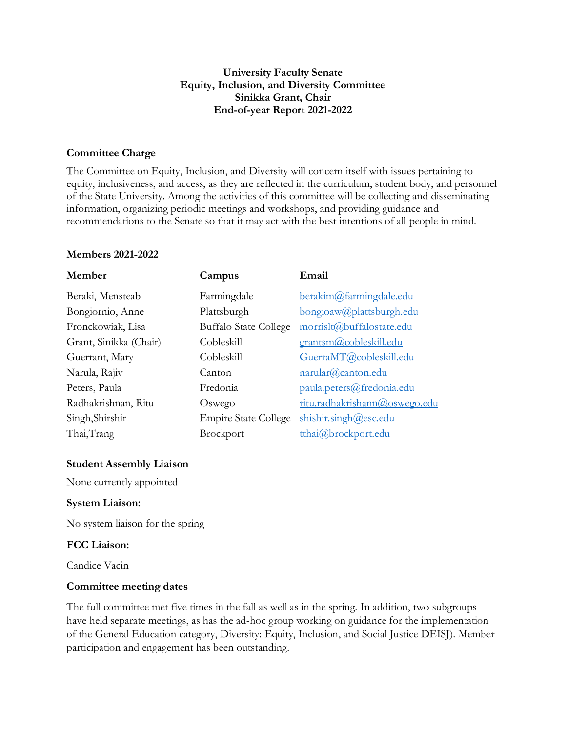**University Faculty Senate**
**Equity, Inclusion, and Diversity Committee**
**Sinikka Grant, Chair**
**End-of-year Report 2021-2022**

### Committee Charge

The Committee on Equity, Inclusion, and Diversity will concern itself with issues pertaining to equity, inclusiveness, and access, as they are reflected in the curriculum, student body, and personnel of the State University. Among the activities of this committee will be collecting and disseminating information, organizing periodic meetings and workshops, and providing guidance and recommendations to the Senate so that it may act with the best intentions of all people in mind.

### Members 2021-2022

| Member | Campus | Email |
|---|---|---|
| Beraki, Mensteab | Farmingdale | berakim@farmingdale.edu |
| Bongiornio, Anne | Plattsburgh | bongioaw@plattsburgh.edu |
| Fronckowiak, Lisa | Buffalo State College | morrislt@buffalostate.edu |
| Grant, Sinikka (Chair) | Cobleskill | grantsm@cobleskill.edu |
| Guerrant, Mary | Cobleskill | GuerraMT@cobleskill.edu |
| Narula, Rajiv | Canton | narular@canton.edu |
| Peters, Paula | Fredonia | paula.peters@fredonia.edu |
| Radhakrishnan, Ritu | Oswego | ritu.radhakrishann@oswego.edu |
| Singh,Shirshir | Empire State College | shishir.singh@esc.edu |
| Thai,Trang | Brockport | tthai@brockport.edu |

### Student Assembly Liaison

None currently appointed

### System Liaison:

No system liaison for the spring

### FCC Liaison:

Candice Vacin

### Committee meeting dates

The full committee met five times in the fall as well as in the spring. In addition, two subgroups have held separate meetings, as has the ad-hoc group working on guidance for the implementation of the General Education category, Diversity: Equity, Inclusion, and Social Justice DEISJ). Member participation and engagement has been outstanding.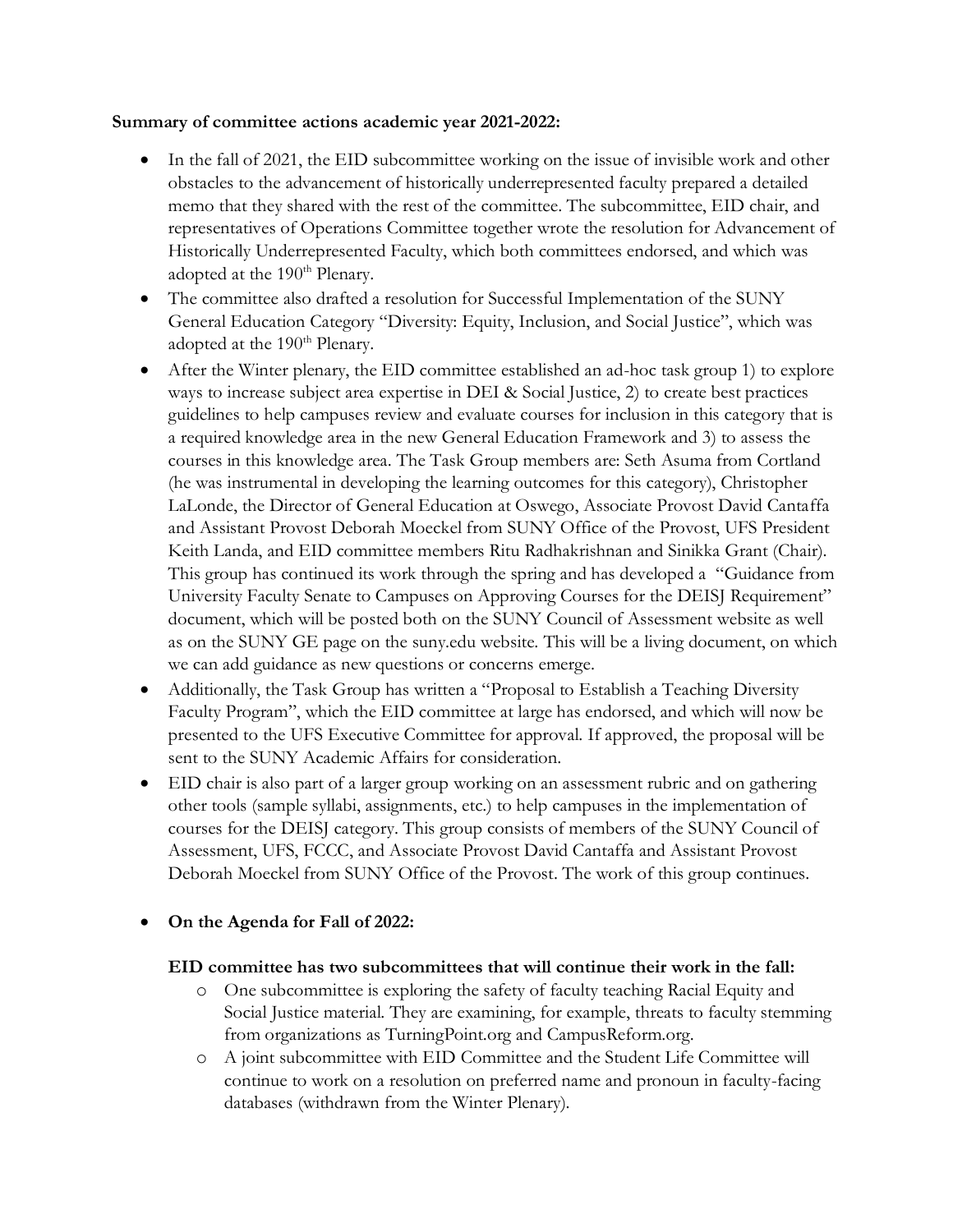**Summary of committee actions academic year 2021-2022:**

- In the fall of 2021, the EID subcommittee working on the issue of invisible work and other obstacles to the advancement of historically underrepresented faculty prepared a detailed memo that they shared with the rest of the committee. The subcommittee, EID chair, and representatives of Operations Committee together wrote the resolution for Advancement of Historically Underrepresented Faculty, which both committees endorsed, and which was adopted at the 190th Plenary.
- The committee also drafted a resolution for Successful Implementation of the SUNY General Education Category "Diversity: Equity, Inclusion, and Social Justice", which was adopted at the 190th Plenary.
- After the Winter plenary, the EID committee established an ad-hoc task group 1) to explore ways to increase subject area expertise in DEI & Social Justice, 2) to create best practices guidelines to help campuses review and evaluate courses for inclusion in this category that is a required knowledge area in the new General Education Framework and 3) to assess the courses in this knowledge area. The Task Group members are: Seth Asuma from Cortland (he was instrumental in developing the learning outcomes for this category), Christopher LaLonde, the Director of General Education at Oswego, Associate Provost David Cantaffa and Assistant Provost Deborah Moeckel from SUNY Office of the Provost, UFS President Keith Landa, and EID committee members Ritu Radhakrishnan and Sinikka Grant (Chair). This group has continued its work through the spring and has developed a "Guidance from University Faculty Senate to Campuses on Approving Courses for the DEISJ Requirement" document, which will be posted both on the SUNY Council of Assessment website as well as on the SUNY GE page on the suny.edu website. This will be a living document, on which we can add guidance as new questions or concerns emerge.
- Additionally, the Task Group has written a "Proposal to Establish a Teaching Diversity Faculty Program", which the EID committee at large has endorsed, and which will now be presented to the UFS Executive Committee for approval. If approved, the proposal will be sent to the SUNY Academic Affairs for consideration.
- EID chair is also part of a larger group working on an assessment rubric and on gathering other tools (sample syllabi, assignments, etc.) to help campuses in the implementation of courses for the DEISJ category. This group consists of members of the SUNY Council of Assessment, UFS, FCCC, and Associate Provost David Cantaffa and Assistant Provost Deborah Moeckel from SUNY Office of the Provost. The work of this group continues.
- **On the Agenda for Fall of 2022:**

  **EID committee has two subcommittees that will continue their work in the fall:**

  - One subcommittee is exploring the safety of faculty teaching Racial Equity and Social Justice material. They are examining, for example, threats to faculty stemming from organizations as TurningPoint.org and CampusReform.org.
  - A joint subcommittee with EID Committee and the Student Life Committee will continue to work on a resolution on preferred name and pronoun in faculty-facing databases (withdrawn from the Winter Plenary).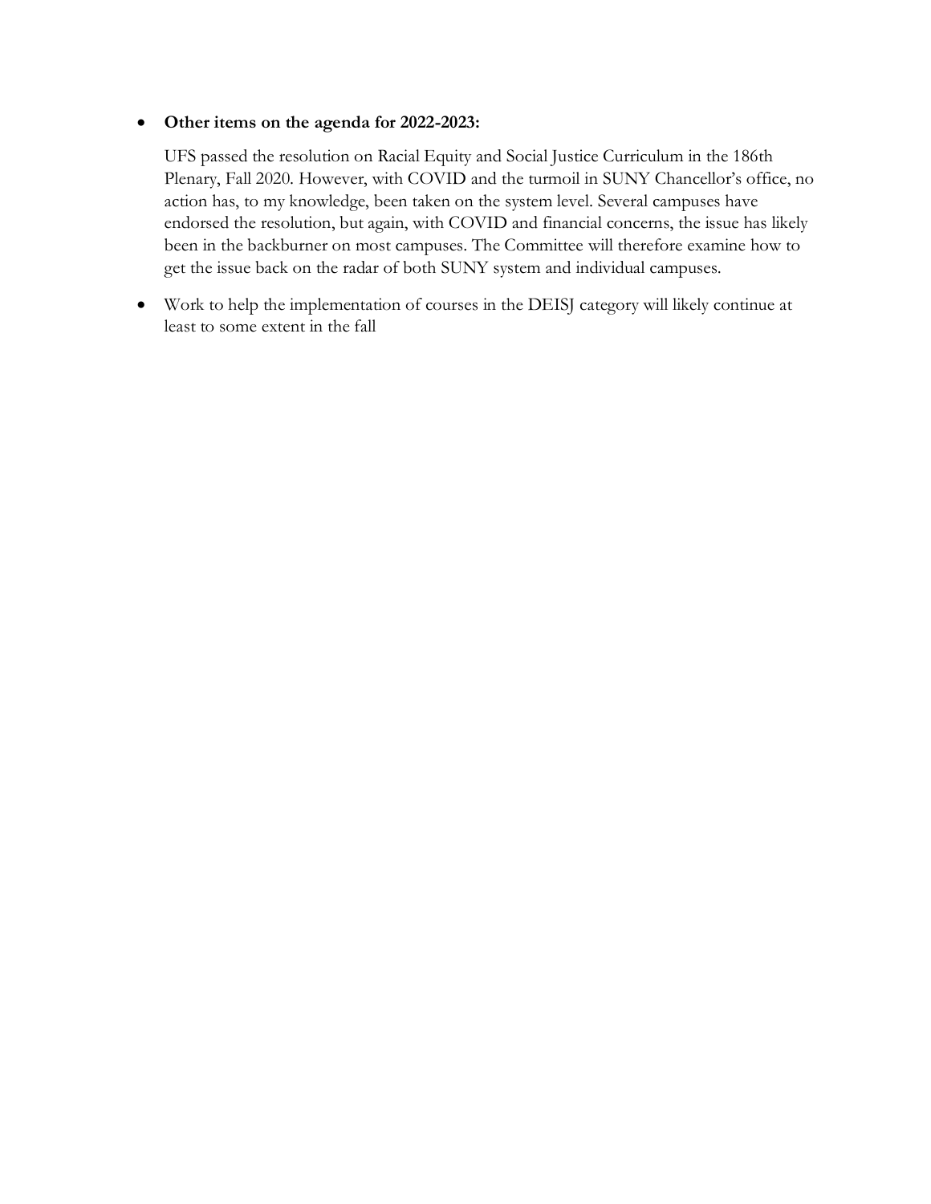- **Other items on the agenda for 2022-2023:**

  UFS passed the resolution on Racial Equity and Social Justice Curriculum in the 186th Plenary, Fall 2020. However, with COVID and the turmoil in SUNY Chancellor's office, no action has, to my knowledge, been taken on the system level. Several campuses have endorsed the resolution, but again, with COVID and financial concerns, the issue has likely been in the backburner on most campuses. The Committee will therefore examine how to get the issue back on the radar of both SUNY system and individual campuses.

- Work to help the implementation of courses in the DEISJ category will likely continue at least to some extent in the fall